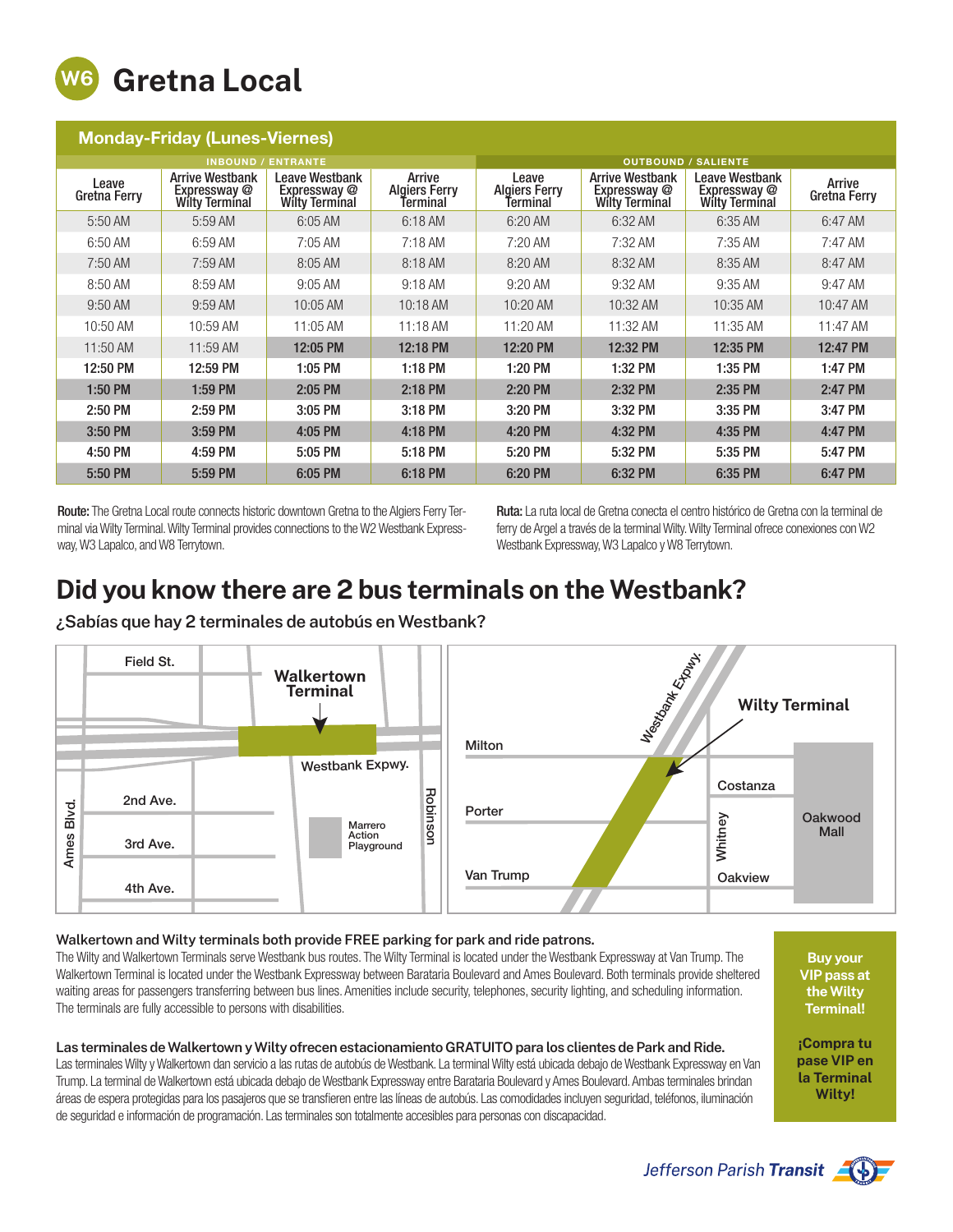# W6 Gretna Local

## Monday-Friday (Lunes-Viernes)

| INBOUND / ENTRANTE | | | | OUTBOUND / SALIENTE | | | |
|---|---|---|---|---|---|---|---|
| Leave Gretna Ferry | Arrive Westbank Expressway @ Wilty Terminal | Leave Westbank Expressway @ Wilty Terminal | Arrive Algiers Ferry Terminal | Leave Algiers Ferry Terminal | Arrive Westbank Expressway @ Wilty Terminal | Leave Westbank Expressway @ Wilty Terminal | Arrive Gretna Ferry |
| 5:50 AM | 5:59 AM | 6:05 AM | 6:18 AM | 6:20 AM | 6:32 AM | 6:35 AM | 6:47 AM |
| 6:50 AM | 6:59 AM | 7:05 AM | 7:18 AM | 7:20 AM | 7:32 AM | 7:35 AM | 7:47 AM |
| 7:50 AM | 7:59 AM | 8:05 AM | 8:18 AM | 8:20 AM | 8:32 AM | 8:35 AM | 8:47 AM |
| 8:50 AM | 8:59 AM | 9:05 AM | 9:18 AM | 9:20 AM | 9:32 AM | 9:35 AM | 9:47 AM |
| 9:50 AM | 9:59 AM | 10:05 AM | 10:18 AM | 10:20 AM | 10:32 AM | 10:35 AM | 10:47 AM |
| 10:50 AM | 10:59 AM | 11:05 AM | 11:18 AM | 11:20 AM | 11:32 AM | 11:35 AM | 11:47 AM |
| 11:50 AM | 11:59 AM | **12:05 PM** | **12:18 PM** | **12:20 PM** | **12:32 PM** | **12:35 PM** | **12:47 PM** |
| **12:50 PM** | **12:59 PM** | **1:05 PM** | **1:18 PM** | **1:20 PM** | **1:32 PM** | **1:35 PM** | **1:47 PM** |
| **1:50 PM** | **1:59 PM** | **2:05 PM** | **2:18 PM** | **2:20 PM** | **2:32 PM** | **2:35 PM** | **2:47 PM** |
| **2:50 PM** | **2:59 PM** | **3:05 PM** | **3:18 PM** | **3:20 PM** | **3:32 PM** | **3:35 PM** | **3:47 PM** |
| **3:50 PM** | **3:59 PM** | **4:05 PM** | **4:18 PM** | **4:20 PM** | **4:32 PM** | **4:35 PM** | **4:47 PM** |
| **4:50 PM** | **4:59 PM** | **5:05 PM** | **5:18 PM** | **5:20 PM** | **5:32 PM** | **5:35 PM** | **5:47 PM** |
| **5:50 PM** | **5:59 PM** | **6:05 PM** | **6:18 PM** | **6:20 PM** | **6:32 PM** | **6:35 PM** | **6:47 PM** |

**Route:** The Gretna Local route connects historic downtown Gretna to the Algiers Ferry Terminal via Wilty Terminal. Wilty Terminal provides connections to the W2 Westbank Expressway, W3 Lapalco, and W8 Terrytown.

**Ruta:** La ruta local de Gretna conecta el centro histórico de Gretna con la terminal de ferry de Argel a través de la terminal Wilty. Wilty Terminal ofrece conexiones con W2 Westbank Expressway, W3 Lapalco y W8 Terrytown.

## Did you know there are 2 bus terminals on the Westbank?

¿Sabías que hay 2 terminales de autobús en Westbank?

Field St. · Walkertown Terminal · Westbank Expwy. · 2nd Ave. · 3rd Ave. · 4th Ave. · Ames Blvd. · Marrero Action Playground · Robinson

Westbank Expwy. · Wilty Terminal · Milton · Porter · Van Trump · Costanza · Whitney · Oakview · Oakwood Mall

**Walkertown and Wilty terminals both provide FREE parking for park and ride patrons.**

The Wilty and Walkertown Terminals serve Westbank bus routes. The Wilty Terminal is located under the Westbank Expressway at Van Trump. The Walkertown Terminal is located under the Westbank Expressway between Barataria Boulevard and Ames Boulevard. Both terminals provide sheltered waiting areas for passengers transferring between bus lines. Amenities include security, telephones, security lighting, and scheduling information. The terminals are fully accessible to persons with disabilities.

**Las terminales de Walkertown y Wilty ofrecen estacionamiento GRATUITO para los clientes de Park and Ride.**

Las terminales Wilty y Walkertown dan servicio a las rutas de autobús de Westbank. La terminal Wilty está ubicada debajo de Westbank Expressway en Van Trump. La terminal de Walkertown está ubicada debajo de Westbank Expressway entre Barataria Boulevard y Ames Boulevard. Ambas terminales brindan áreas de espera protegidas para los pasajeros que se transfieren entre las líneas de autobús. Las comodidades incluyen seguridad, teléfonos, iluminación de seguridad e información de programación. Las terminales son totalmente accesibles para personas con discapacidad.

**Buy your VIP pass at the Wilty Terminal!**

**¡Compra tu pase VIP en la Terminal Wilty!**

Jefferson Parish **Transit**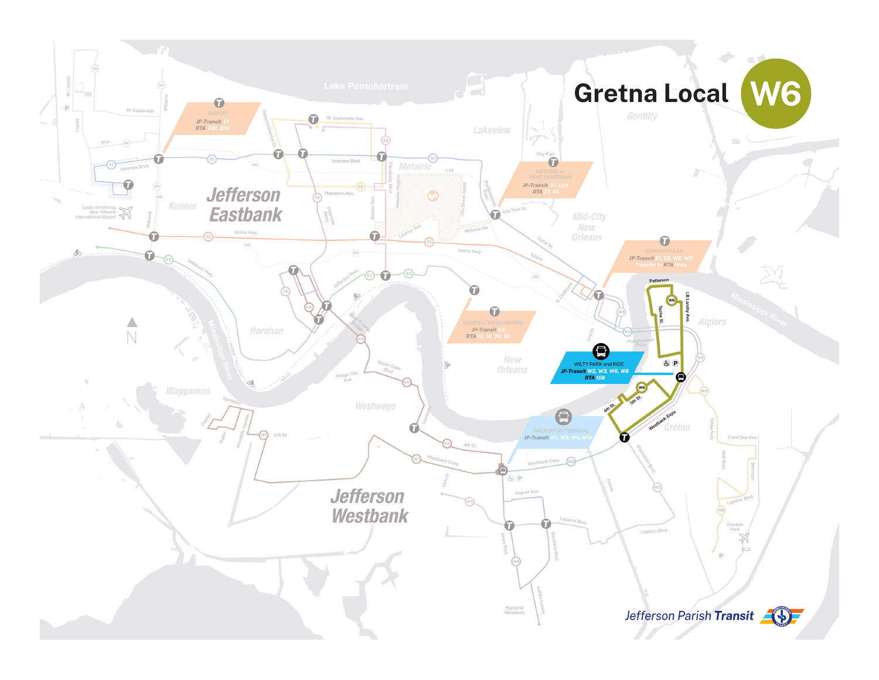# Gretna Local W6

WILTY PARK and RIDE
JP-Transit W2, W3, W6, W8
RTA 108

WALKERTON TERMINAL
JP-Transit W1, W2, W4, W10

DUNCAN PLAZA
JP-Transit E1, E2, W2, W3
Transfer to RTA lines

CARROLLTON CLAIBORNE
JP-Transit E3
RTA 12, 16, 39, 90

METAIRIE at PONTCHARTRAIN
JP-Transit E1, Lyft
RTA 27, 45

AIRPORT
JP-Transit E1
RTA 201, 202

Lake Pontchartrain

Jefferson Eastbank

Jefferson Westbank

Kenner

Metairie

Harahan

Waggaman

Westwego

Gretna

Algiers

Gentilly

Lakeview

Mid-City New Orleans

New Orleans

Mississippi River

Patterson

Teche St.

LB Landry Ave.

4th St.

5th St.

Westbank Expy.

Louis Armstrong New Orleans International Airport

Jefferson Parish Transit